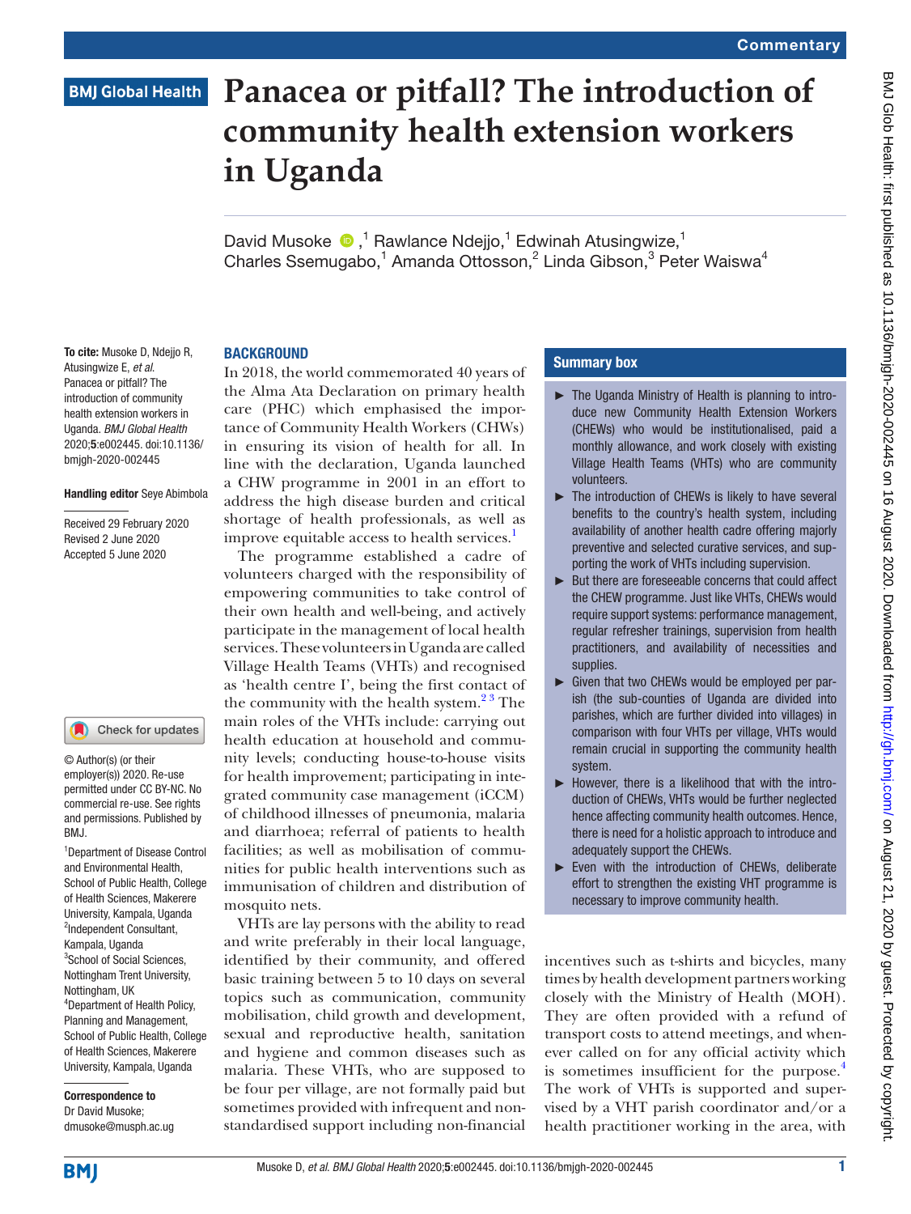# Panacea or pitfall? The introduction of community health extension workers in Uganda

David Musoke,[1] Rawlance Ndejjo,[1] Edwinah Atusingwize,[1] Charles Ssemugabo,[1] Amanda Ottosson,[2] Linda Gibson,[3] Peter Waiswa[4]

**To cite:** Musoke D, Ndejjo R, Atusingwize E, *et al*. Panacea or pitfall? The introduction of community health extension workers in Uganda. *BMJ Global Health* 2020;**5**:e002445. doi:10.1136/bmjgh-2020-002445

**Handling editor** Seye Abimbola

Received 29 February 2020
Revised 2 June 2020
Accepted 5 June 2020

© Author(s) (or their employer(s)) 2020. Re-use permitted under CC BY-NC. No commercial re-use. See rights and permissions. Published by BMJ.

[1]Department of Disease Control and Environmental Health, School of Public Health, College of Health Sciences, Makerere University, Kampala, Uganda
[2]Independent Consultant, Kampala, Uganda
[3]School of Social Sciences, Nottingham Trent University, Nottingham, UK
[4]Department of Health Policy, Planning and Management, School of Public Health, College of Health Sciences, Makerere University, Kampala, Uganda

**Correspondence to**
Dr David Musoke;
dmusoke@musph.ac.ug

## BACKGROUND

In 2018, the world commemorated 40 years of the Alma Ata Declaration on primary health care (PHC) which emphasised the importance of Community Health Workers (CHWs) in ensuring its vision of health for all. In line with the declaration, Uganda launched a CHW programme in 2001 in an effort to address the high disease burden and critical shortage of health professionals, as well as improve equitable access to health services.[1]

The programme established a cadre of volunteers charged with the responsibility of empowering communities to take control of their own health and well-being, and actively participate in the management of local health services. These volunteers in Uganda are called Village Health Teams (VHTs) and recognised as 'health centre I', being the first contact of the community with the health system.[2,3] The main roles of the VHTs include: carrying out health education at household and community levels; conducting house-to-house visits for health improvement; participating in integrated community case management (iCCM) of childhood illnesses of pneumonia, malaria and diarrhoea; referral of patients to health facilities; as well as mobilisation of communities for public health interventions such as immunisation of children and distribution of mosquito nets.

VHTs are lay persons with the ability to read and write preferably in their local language, identified by their community, and offered basic training between 5 to 10 days on several topics such as communication, community mobilisation, child growth and development, sexual and reproductive health, sanitation and hygiene and common diseases such as malaria. These VHTs, who are supposed to be four per village, are not formally paid but sometimes provided with infrequent and non-standardised support including non-financial incentives such as t-shirts and bicycles, many times by health development partners working closely with the Ministry of Health (MOH). They are often provided with a refund of transport costs to attend meetings, and whenever called on for any official activity which is sometimes insufficient for the purpose.[4] The work of VHTs is supported and supervised by a VHT parish coordinator and/or a health practitioner working in the area, with

### Summary box

- The Uganda Ministry of Health is planning to introduce new Community Health Extension Workers (CHEWs) who would be institutionalised, paid a monthly allowance, and work closely with existing Village Health Teams (VHTs) who are community volunteers.
- The introduction of CHEWs is likely to have several benefits to the country's health system, including availability of another health cadre offering majorly preventive and selected curative services, and supporting the work of VHTs including supervision.
- But there are foreseeable concerns that could affect the CHEW programme. Just like VHTs, CHEWs would require support systems: performance management, regular refresher trainings, supervision from health practitioners, and availability of necessities and supplies.
- Given that two CHEWs would be employed per parish (the sub-counties of Uganda are divided into parishes, which are further divided into villages) in comparison with four VHTs per village, VHTs would remain crucial in supporting the community health system.
- However, there is a likelihood that with the introduction of CHEWs, VHTs would be further neglected hence affecting community health outcomes. Hence, there is need for a holistic approach to introduce and adequately support the CHEWs.
- Even with the introduction of CHEWs, deliberate effort to strengthen the existing VHT programme is necessary to improve community health.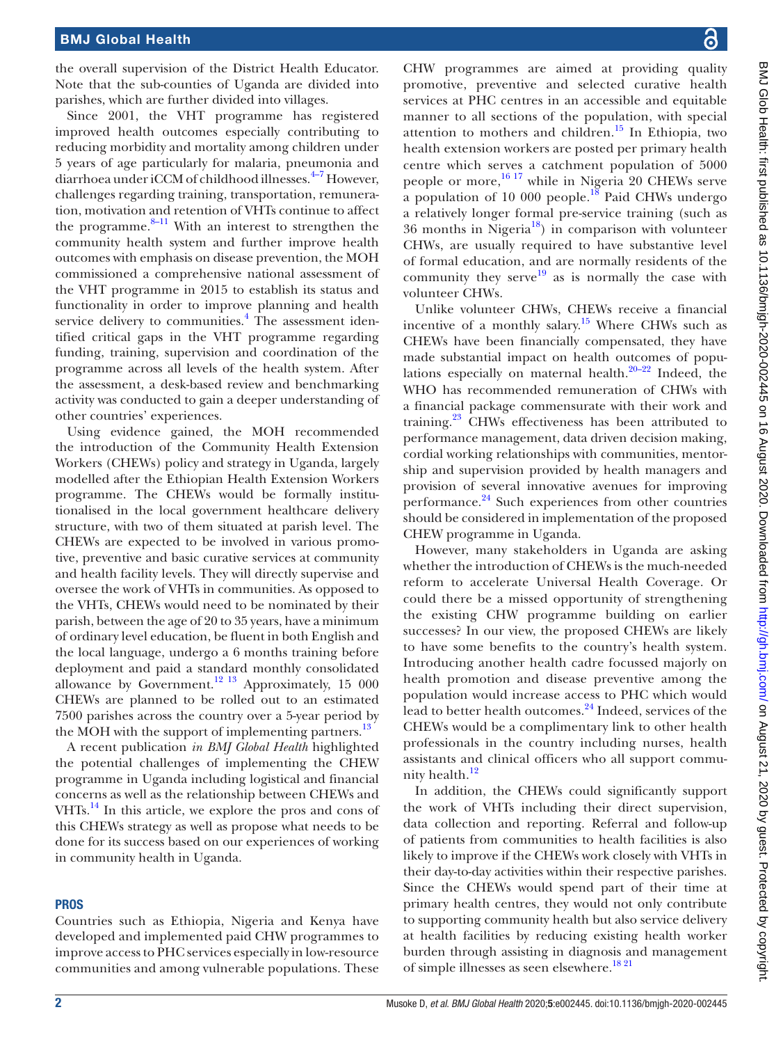the overall supervision of the District Health Educator. Note that the sub-counties of Uganda are divided into parishes, which are further divided into villages.

Since 2001, the VHT programme has registered improved health outcomes especially contributing to reducing morbidity and mortality among children under 5 years of age particularly for malaria, pneumonia and diarrhoea under iCCM of childhood illnesses.[4–7] However, challenges regarding training, transportation, remuneration, motivation and retention of VHTs continue to affect the programme.[8–11] With an interest to strengthen the community health system and further improve health outcomes with emphasis on disease prevention, the MOH commissioned a comprehensive national assessment of the VHT programme in 2015 to establish its status and functionality in order to improve planning and health service delivery to communities.[4] The assessment identified critical gaps in the VHT programme regarding funding, training, supervision and coordination of the programme across all levels of the health system. After the assessment, a desk-based review and benchmarking activity was conducted to gain a deeper understanding of other countries' experiences.

Using evidence gained, the MOH recommended the introduction of the Community Health Extension Workers (CHEWs) policy and strategy in Uganda, largely modelled after the Ethiopian Health Extension Workers programme. The CHEWs would be formally institutionalised in the local government healthcare delivery structure, with two of them situated at parish level. The CHEWs are expected to be involved in various promotive, preventive and basic curative services at community and health facility levels. They will directly supervise and oversee the work of VHTs in communities. As opposed to the VHTs, CHEWs would need to be nominated by their parish, between the age of 20 to 35 years, have a minimum of ordinary level education, be fluent in both English and the local language, undergo a 6 months training before deployment and paid a standard monthly consolidated allowance by Government.[12 13] Approximately, 15 000 CHEWs are planned to be rolled out to an estimated 7500 parishes across the country over a 5-year period by the MOH with the support of implementing partners.[13]

A recent publication *in BMJ Global Health* highlighted the potential challenges of implementing the CHEW programme in Uganda including logistical and financial concerns as well as the relationship between CHEWs and VHTs.[14] In this article, we explore the pros and cons of this CHEWs strategy as well as propose what needs to be done for its success based on our experiences of working in community health in Uganda.

## PROS

Countries such as Ethiopia, Nigeria and Kenya have developed and implemented paid CHW programmes to improve access to PHC services especially in low-resource communities and among vulnerable populations. These CHW programmes are aimed at providing quality promotive, preventive and selected curative health services at PHC centres in an accessible and equitable manner to all sections of the population, with special attention to mothers and children.[15] In Ethiopia, two health extension workers are posted per primary health centre which serves a catchment population of 5000 people or more,[16 17] while in Nigeria 20 CHEWs serve a population of 10 000 people.[18] Paid CHWs undergo a relatively longer formal pre-service training (such as 36 months in Nigeria[18]) in comparison with volunteer CHWs, are usually required to have substantive level of formal education, and are normally residents of the community they serve[19] as is normally the case with volunteer CHWs.

Unlike volunteer CHWs, CHEWs receive a financial incentive of a monthly salary.[15] Where CHWs such as CHEWs have been financially compensated, they have made substantial impact on health outcomes of populations especially on maternal health.[20–22] Indeed, the WHO has recommended remuneration of CHWs with a financial package commensurate with their work and training.[23] CHWs effectiveness has been attributed to performance management, data driven decision making, cordial working relationships with communities, mentorship and supervision provided by health managers and provision of several innovative avenues for improving performance.[24] Such experiences from other countries should be considered in implementation of the proposed CHEW programme in Uganda.

However, many stakeholders in Uganda are asking whether the introduction of CHEWs is the much-needed reform to accelerate Universal Health Coverage. Or could there be a missed opportunity of strengthening the existing CHW programme building on earlier successes? In our view, the proposed CHEWs are likely to have some benefits to the country's health system. Introducing another health cadre focussed majorly on health promotion and disease preventive among the population would increase access to PHC which would lead to better health outcomes.[24] Indeed, services of the CHEWs would be a complimentary link to other health professionals in the country including nurses, health assistants and clinical officers who all support community health.[12]

In addition, the CHEWs could significantly support the work of VHTs including their direct supervision, data collection and reporting. Referral and follow-up of patients from communities to health facilities is also likely to improve if the CHEWs work closely with VHTs in their day-to-day activities within their respective parishes. Since the CHEWs would spend part of their time at primary health centres, they would not only contribute to supporting community health but also service delivery at health facilities by reducing existing health worker burden through assisting in diagnosis and management of simple illnesses as seen elsewhere.[18 21]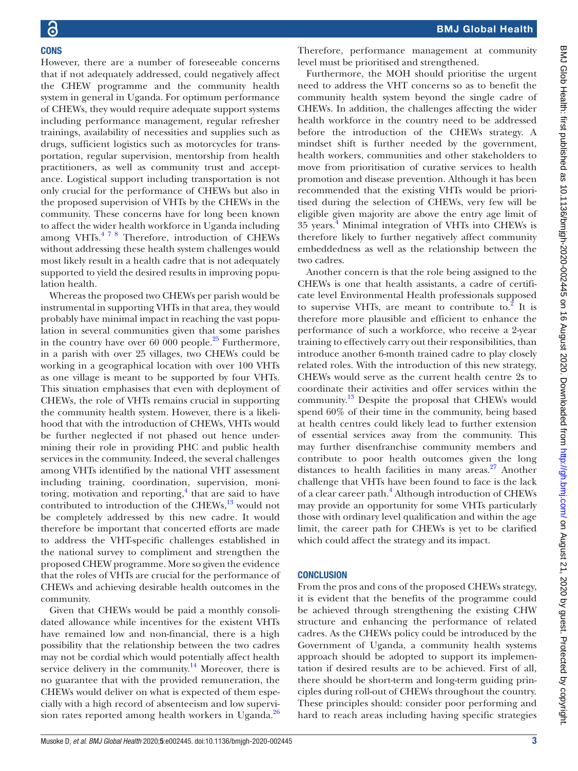## CONS

However, there are a number of foreseeable concerns that if not adequately addressed, could negatively affect the CHEW programme and the community health system in general in Uganda. For optimum performance of CHEWs, they would require adequate support systems including performance management, regular refresher trainings, availability of necessities and supplies such as drugs, sufficient logistics such as motorcycles for transportation, regular supervision, mentorship from health practitioners, as well as community trust and acceptance. Logistical support including transportation is not only crucial for the performance of CHEWs but also in the proposed supervision of VHTs by the CHEWs in the community. These concerns have for long been known to affect the wider health workforce in Uganda including among VHTs.[4 7 8] Therefore, introduction of CHEWs without addressing these health system challenges would most likely result in a health cadre that is not adequately supported to yield the desired results in improving population health.

Whereas the proposed two CHEWs per parish would be instrumental in supporting VHTs in that area, they would probably have minimal impact in reaching the vast population in several communities given that some parishes in the country have over 60 000 people.[25] Furthermore, in a parish with over 25 villages, two CHEWs could be working in a geographical location with over 100 VHTs as one village is meant to be supported by four VHTs. This situation emphasises that even with deployment of CHEWs, the role of VHTs remains crucial in supporting the community health system. However, there is a likelihood that with the introduction of CHEWs, VHTs would be further neglected if not phased out hence undermining their role in providing PHC and public health services in the community. Indeed, the several challenges among VHTs identified by the national VHT assessment including training, coordination, supervision, monitoring, motivation and reporting,[4] that are said to have contributed to introduction of the CHEWs,[13] would not be completely addressed by this new cadre. It would therefore be important that concerted efforts are made to address the VHT-specific challenges established in the national survey to compliment and strengthen the proposed CHEW programme. More so given the evidence that the roles of VHTs are crucial for the performance of CHEWs and achieving desirable health outcomes in the community.

Given that CHEWs would be paid a monthly consolidated allowance while incentives for the existent VHTs have remained low and non-financial, there is a high possibility that the relationship between the two cadres may not be cordial which would potentially affect health service delivery in the community.[14] Moreover, there is no guarantee that with the provided remuneration, the CHEWs would deliver on what is expected of them especially with a high record of absenteeism and low supervision rates reported among health workers in Uganda.[26] Therefore, performance management at community level must be prioritised and strengthened.

Furthermore, the MOH should prioritise the urgent need to address the VHT concerns so as to benefit the community health system beyond the single cadre of CHEWs. In addition, the challenges affecting the wider health workforce in the country need to be addressed before the introduction of the CHEWs strategy. A mindset shift is further needed by the government, health workers, communities and other stakeholders to move from prioritisation of curative services to health promotion and disease prevention. Although it has been recommended that the existing VHTs would be prioritised during the selection of CHEWs, very few will be eligible given majority are above the entry age limit of 35 years.[4] Minimal integration of VHTs into CHEWs is therefore likely to further negatively affect community embeddedness as well as the relationship between the two cadres.

Another concern is that the role being assigned to the CHEWs is one that health assistants, a cadre of certificate level Environmental Health professionals supposed to supervise VHTs, are meant to contribute to.[2] It is therefore more plausible and efficient to enhance the performance of such a workforce, who receive a 2-year training to effectively carry out their responsibilities, than introduce another 6-month trained cadre to play closely related roles. With the introduction of this new strategy, CHEWs would serve as the current health centre 2s to coordinate their activities and offer services within the community.[13] Despite the proposal that CHEWs would spend 60% of their time in the community, being based at health centres could likely lead to further extension of essential services away from the community. This may further disenfranchise community members and contribute to poor health outcomes given the long distances to health facilities in many areas.[27] Another challenge that VHTs have been found to face is the lack of a clear career path.[4] Although introduction of CHEWs may provide an opportunity for some VHTs particularly those with ordinary level qualification and within the age limit, the career path for CHEWs is yet to be clarified which could affect the strategy and its impact.

## CONCLUSION

From the pros and cons of the proposed CHEWs strategy, it is evident that the benefits of the programme could be achieved through strengthening the existing CHW structure and enhancing the performance of related cadres. As the CHEWs policy could be introduced by the Government of Uganda, a community health systems approach should be adopted to support its implementation if desired results are to be achieved. First of all, there should be short-term and long-term guiding principles during roll-out of CHEWs throughout the country. These principles should: consider poor performing and hard to reach areas including having specific strategies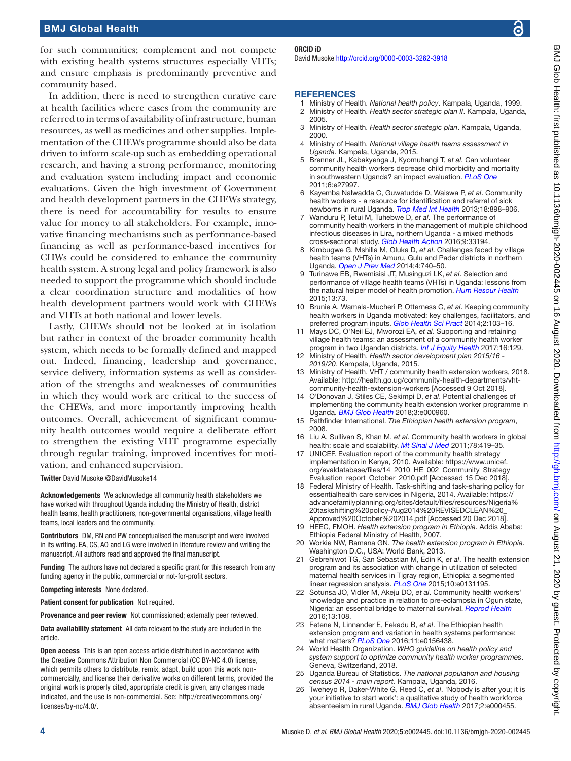for such communities; complement and not compete with existing health systems structures especially VHTs; and ensure emphasis is predominantly preventive and community based.

In addition, there is need to strengthen curative care at health facilities where cases from the community are referred to in terms of availability of infrastructure, human resources, as well as medicines and other supplies. Implementation of the CHEWs programme should also be data driven to inform scale-up such as embedding operational research, and having a strong performance, monitoring and evaluation system including impact and economic evaluations. Given the high investment of Government and health development partners in the CHEWs strategy, there is need for accountability for results to ensure value for money to all stakeholders. For example, innovative financing mechanisms such as performance-based financing as well as performance-based incentives for CHWs could be considered to enhance the community health system. A strong legal and policy framework is also needed to support the programme which should include a clear coordination structure and modalities of how health development partners would work with CHEWs and VHTs at both national and lower levels.

Lastly, CHEWs should not be looked at in isolation but rather in context of the broader community health system, which needs to be formally defined and mapped out. Indeed, financing, leadership and governance, service delivery, information systems as well as consideration of the strengths and weaknesses of communities in which they would work are critical to the success of the CHEWs, and more importantly improving health outcomes. Overall, achievement of significant community health outcomes would require a deliberate effort to strengthen the existing VHT programme especially through regular training, improved incentives for motivation, and enhanced supervision.

**Twitter** David Musoke @DavidMusoke14

**Acknowledgements** We acknowledge all community health stakeholders we have worked with throughout Uganda including the Ministry of Health, district health teams, health practitioners, non-governmental organisations, village health teams, local leaders and the community.

**Contributors** DM, RN and PW conceptualised the manuscript and were involved in its writing. EA, CS, AO and LG were involved in literature review and writing the manuscript. All authors read and approved the final manuscript.

**Funding** The authors have not declared a specific grant for this research from any funding agency in the public, commercial or not-for-profit sectors.

**Competing interests** None declared.

**Patient consent for publication** Not required.

**Provenance and peer review** Not commissioned; externally peer reviewed.

**Data availability statement** All data relevant to the study are included in the article.

**Open access** This is an open access article distributed in accordance with the Creative Commons Attribution Non Commercial (CC BY-NC 4.0) license, which permits others to distribute, remix, adapt, build upon this work non-commercially, and license their derivative works on different terms, provided the original work is properly cited, appropriate credit is given, any changes made indicated, and the use is non-commercial. See: http://creativecommons.org/licenses/by-nc/4.0/.

**ORCID iD**

David Musoke http://orcid.org/0000-0003-3262-3918

## REFERENCES

1. Ministry of Health. *National health policy*. Kampala, Uganda, 1999.
2. Ministry of Health. *Health sector strategic plan II*. Kampala, Uganda, 2005.
3. Ministry of Health. *Health sector strategic plan*. Kampala, Uganda, 2000.
4. Ministry of Health. *National village health teams assessment in Uganda*. Kampala, Uganda, 2015.
5. Brenner JL, Kabakyenga J, Kyomuhangi T, *et al*. Can volunteer community health workers decrease child morbidity and mortality in southwestern Uganda? an impact evaluation. *PLoS One* 2011;6:e27997.
6. Kayemba Nalwadda C, Guwatudde D, Waiswa P, *et al*. Community health workers - a resource for identification and referral of sick newborns in rural Uganda. *Trop Med Int Health* 2013;18:898–906.
7. Wanduru P, Tetui M, Tuhebwe D, *et al*. The performance of community health workers in the management of multiple childhood infectious diseases in Lira, northern Uganda - a mixed methods cross-sectional study. *Glob Health Action* 2016;9:33194.
8. Kimbugwe G, Mshilla M, Oluka D, *et al*. Challenges faced by village health teams (VHTs) in Amuru, Gulu and Pader districts in northern Uganda. *Open J Prev Med* 2014;4:740–50.
9. Turinawe EB, Rwemisisi JT, Musinguzi LK, *et al*. Selection and performance of village health teams (VHTs) in Uganda: lessons from the natural helper model of health promotion. *Hum Resour Health* 2015;13:73.
10. Brunie A, Wamala-Mucheri P, Otterness C, *et al*. Keeping community health workers in Uganda motivated: key challenges, facilitators, and preferred program inputs. *Glob Health Sci Pract* 2014;2:103–16.
11. Mays DC, O'Neil EJ, Mworozi EA, *et al*. Supporting and retaining village health teams: an assessment of a community health worker program in two Ugandan districts. *Int J Equity Health* 2017;16:129.
12. Ministry of Health. *Health sector development plan 2015/16 - 2019/20*. Kampala, Uganda, 2015.
13. Ministry of Health. VHT / community health extension workers, 2018. Available: http://health.go.ug/community-health-departments/vht-community-health-extension-workers [Accessed 9 Oct 2018].
14. O'Donovan J, Stiles CE, Sekimpi D, *et al*. Potential challenges of implementing the community health extension worker programme in Uganda. *BMJ Glob Health* 2018;3:e000960.
15. Pathfinder International. *The Ethiopian health extension program*, 2008.
16. Liu A, Sullivan S, Khan M, *et al*. Community health workers in global health: scale and scalability. *Mt Sinai J Med* 2011;78:419–35.
17. UNICEF. Evaluation report of the community health strategy implementation in Kenya, 2010. Available: https://www.unicef.org/evaldatabase/files/14_2010_HE_002_Community_Strategy_Evaluation_report_October_2010.pdf [Accessed 15 Dec 2018].
18. Federal Ministry of Health. Task-shifting and task-sharing policy for essentialhealth care services in Nigeria, 2014. Available: https://advancefamilyplanning.org/sites/default/files/resources/Nigeria%20taskshifting%20policy-Aug2014%20REVISEDCLEAN%20_Approved%20October%202014.pdf [Accessed 20 Dec 2018].
19. HEEC, FMOH. *Health extension program in Ethiopia*. Addis Ababa: Ethiopia Federal Ministry of Health, 2007.
20. Workie NW, Ramana GN. *The health extension program in Ethiopia*. Washington D.C., USA: World Bank, 2013.
21. Gebrehiwot TG, San Sebastian M, Edin K, *et al*. The health extension program and its association with change in utilization of selected maternal health services in Tigray region, Ethiopia: a segmented linear regression analysis. *PLoS One* 2015;10:e0131195.
22. Sotunsa JO, Vidler M, Akeju DO, *et al*. Community health workers' knowledge and practice in relation to pre-eclampsia in Ogun state, Nigeria: an essential bridge to maternal survival. *Reprod Health* 2016;13:108.
23. Fetene N, Linnander E, Fekadu B, *et al*. The Ethiopian health extension program and variation in health systems performance: what matters? *PLoS One* 2016;11:e0156438.
24. World Health Organization. *WHO guideline on health policy and system support to optimize community health worker programmes*. Geneva, Switzerland, 2018.
25. Uganda Bureau of Statistics. *The national population and housing census 2014 - main report*. Kampala, Uganda, 2016.
26. Tweheyo R, Daker-White G, Reed C, *et al*. 'Nobody is after you; it is your initiative to start work': a qualitative study of health workforce absenteeism in rural Uganda. *BMJ Glob Health* 2017;2:e000455.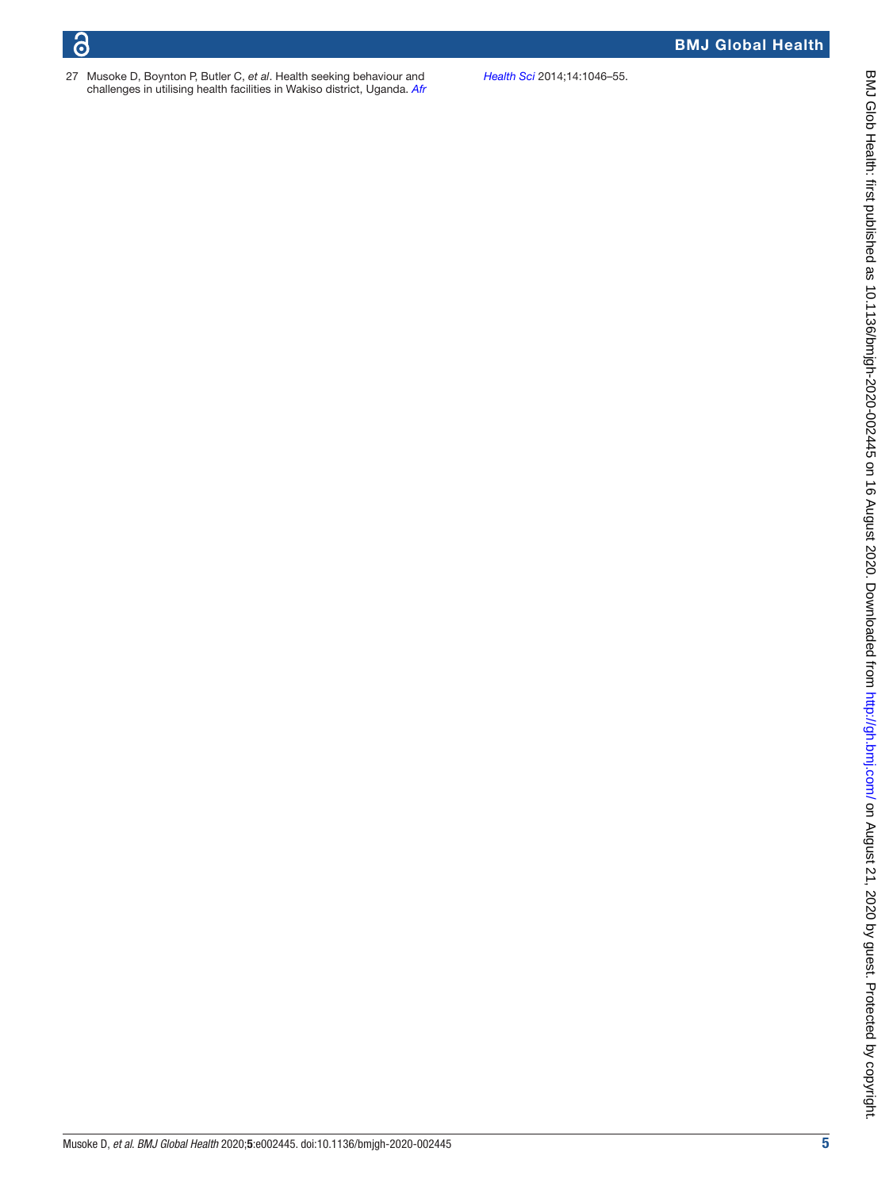27 Musoke D, Boynton P, Butler C, *et al*. Health seeking behaviour and challenges in utilising health facilities in Wakiso district, Uganda. *Afr Health Sci* 2014;14:1046–55.